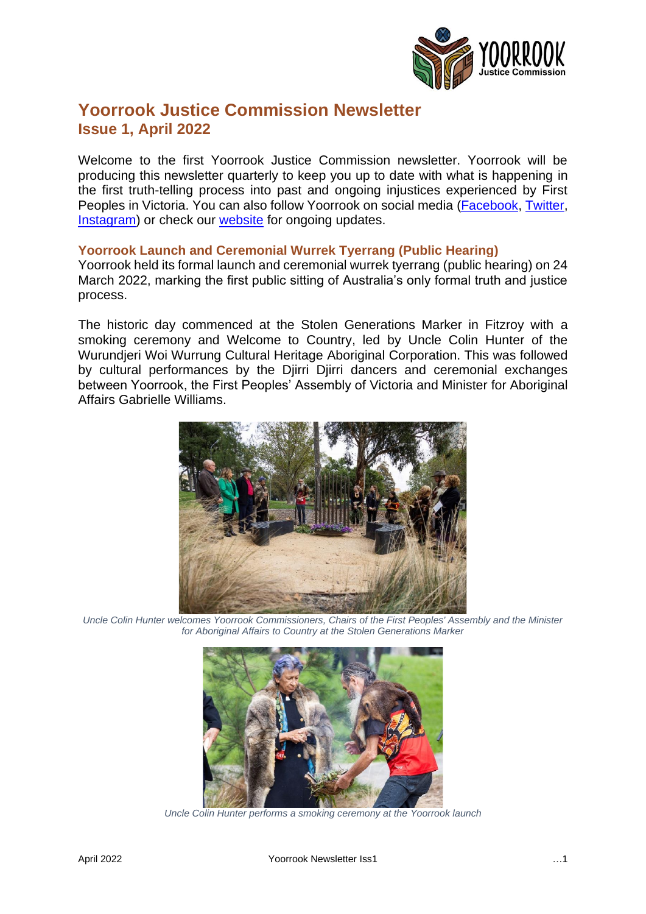# Yoorrook Justice Commission Newsletter

## Issue 1, April 2022

Welcome to the first Yoorrook Justice Commission newsletter. Yoorrook will be producing this newsletter quarterly to keep you up to date with what is happening in the first truth-telling process into past and ongoing injustices experienced by First Peoples in Victoria. You can also follow Yoorrook on social media (Facebook, Twitter, Instagram) or check our website for ongoing updates.

### Yoorrook Launch and Ceremonial Wurrek Tyerrang (Public Hearing)

Yoorrook held its formal launch and ceremonial wurrek tyerrang (public hearing) on 24 March 2022, marking the first public sitting of Australia's only formal truth and justice process.

The historic day commenced at the Stolen Generations Marker in Fitzroy with a smoking ceremony and Welcome to Country, led by Uncle Colin Hunter of the Wurundjeri Woi Wurrung Cultural Heritage Aboriginal Corporation. This was followed by cultural performances by the Djirri Djirri dancers and ceremonial exchanges between Yoorrook, the First Peoples' Assembly of Victoria and Minister for Aboriginal Affairs Gabrielle Williams.

*Uncle Colin Hunter welcomes Yoorrook Commissioners, Chairs of the First Peoples' Assembly and the Minister for Aboriginal Affairs to Country at the Stolen Generations Marker*

*Uncle Colin Hunter performs a smoking ceremony at the Yoorrook launch*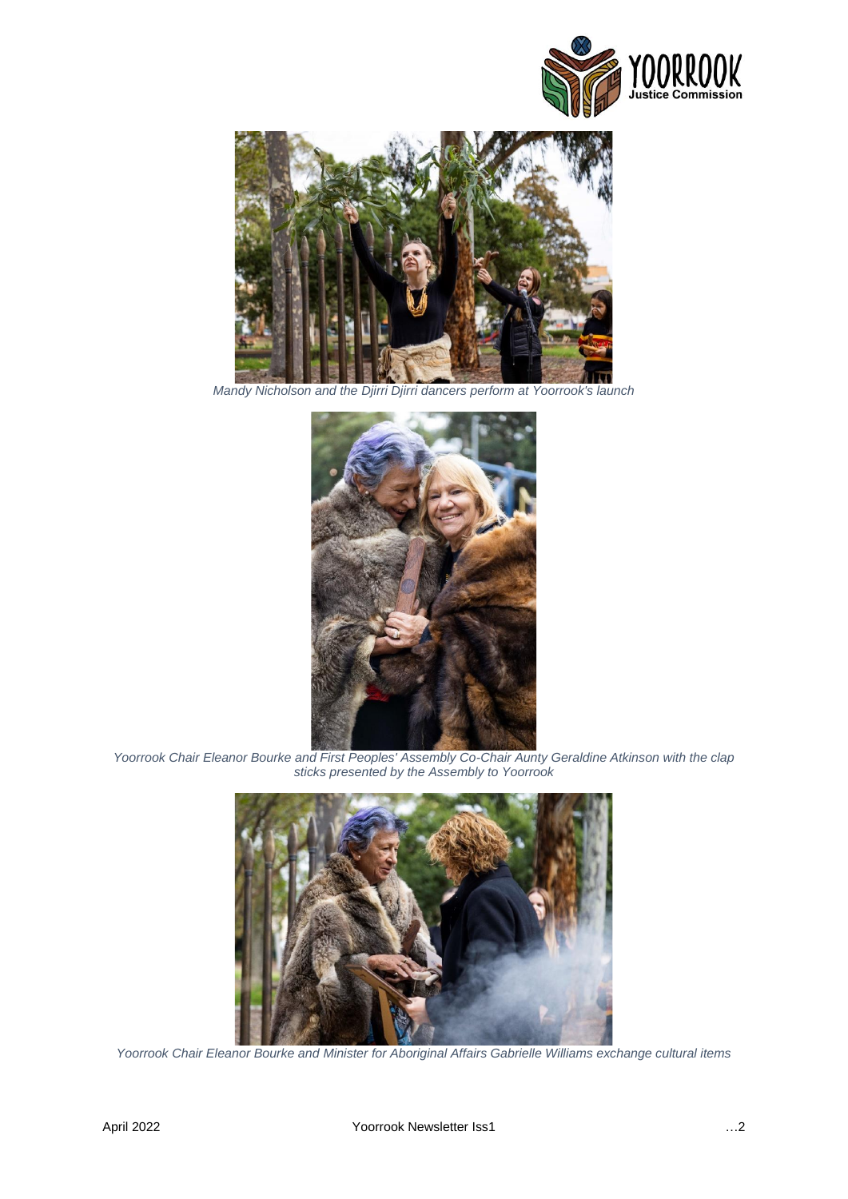*Mandy Nicholson and the Djirri Djirri dancers perform at Yoorrook's launch*

*Yoorrook Chair Eleanor Bourke and First Peoples' Assembly Co-Chair Aunty Geraldine Atkinson with the clap sticks presented by the Assembly to Yoorrook*

*Yoorrook Chair Eleanor Bourke and Minister for Aboriginal Affairs Gabrielle Williams exchange cultural items*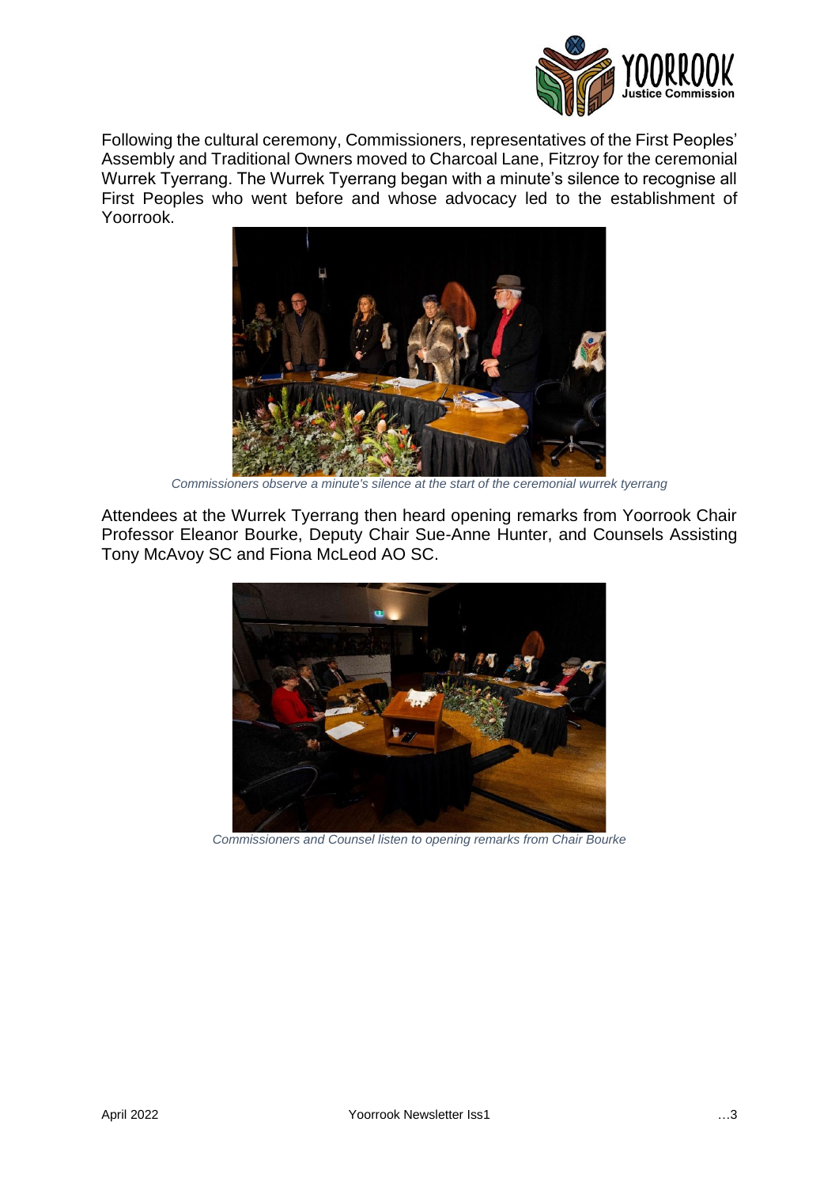Following the cultural ceremony, Commissioners, representatives of the First Peoples' Assembly and Traditional Owners moved to Charcoal Lane, Fitzroy for the ceremonial Wurrek Tyerrang. The Wurrek Tyerrang began with a minute's silence to recognise all First Peoples who went before and whose advocacy led to the establishment of Yoorrook.

*Commissioners observe a minute's silence at the start of the ceremonial wurrek tyerrang*

Attendees at the Wurrek Tyerrang then heard opening remarks from Yoorrook Chair Professor Eleanor Bourke, Deputy Chair Sue-Anne Hunter, and Counsels Assisting Tony McAvoy SC and Fiona McLeod AO SC.

*Commissioners and Counsel listen to opening remarks from Chair Bourke*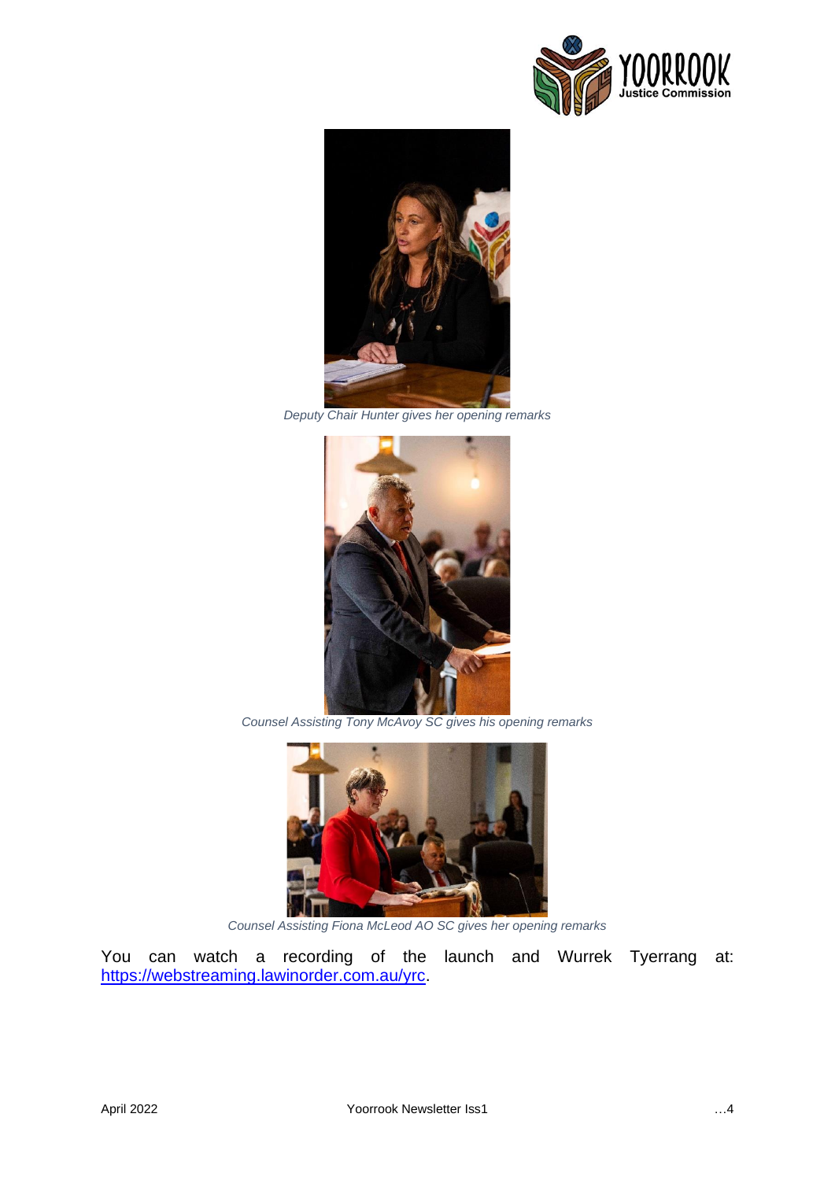*Deputy Chair Hunter gives her opening remarks*

*Counsel Assisting Tony McAvoy SC gives his opening remarks*

*Counsel Assisting Fiona McLeod AO SC gives her opening remarks*

You can watch a recording of the launch and Wurrek Tyerrang at: https://webstreaming.lawinorder.com.au/yrc.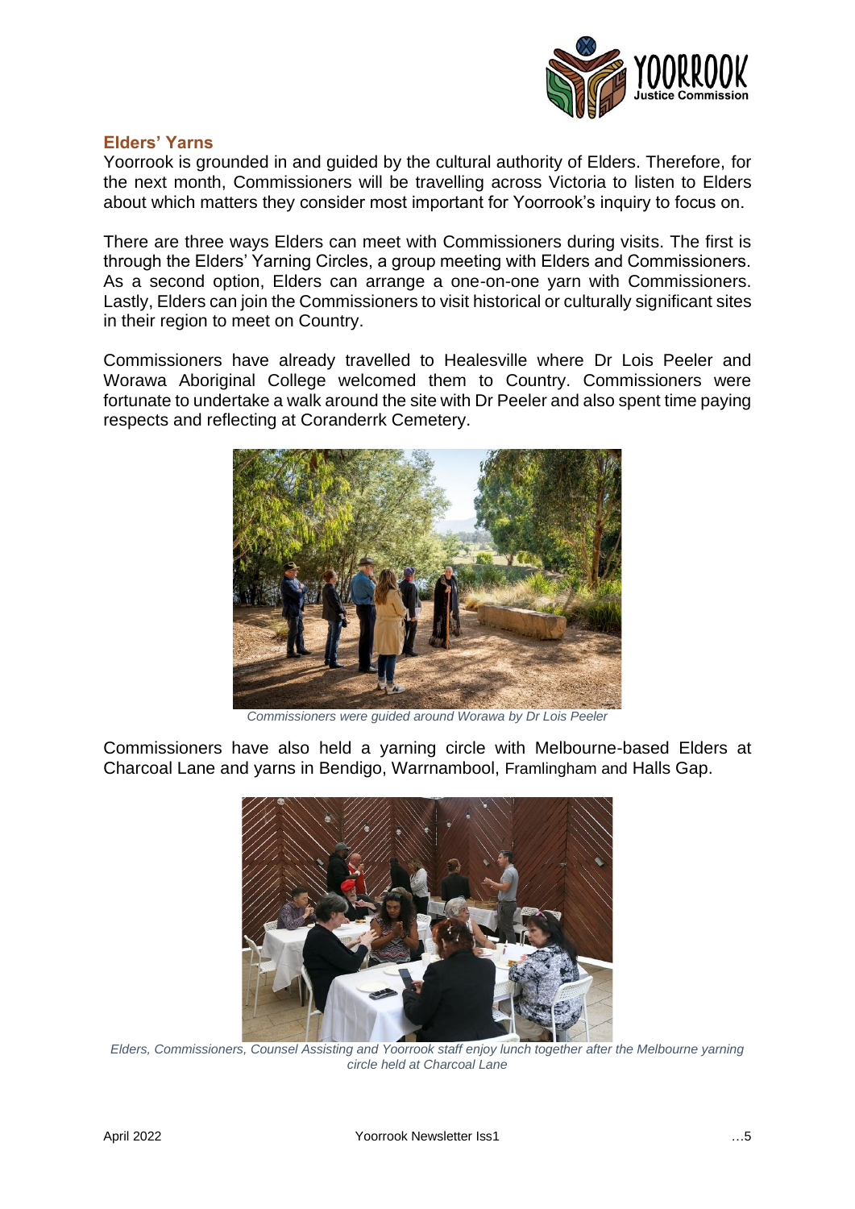## Elders' Yarns

Yoorrook is grounded in and guided by the cultural authority of Elders. Therefore, for the next month, Commissioners will be travelling across Victoria to listen to Elders about which matters they consider most important for Yoorrook's inquiry to focus on.

There are three ways Elders can meet with Commissioners during visits. The first is through the Elders' Yarning Circles, a group meeting with Elders and Commissioners. As a second option, Elders can arrange a one-on-one yarn with Commissioners. Lastly, Elders can join the Commissioners to visit historical or culturally significant sites in their region to meet on Country.

Commissioners have already travelled to Healesville where Dr Lois Peeler and Worawa Aboriginal College welcomed them to Country. Commissioners were fortunate to undertake a walk around the site with Dr Peeler and also spent time paying respects and reflecting at Coranderrk Cemetery.

*Commissioners were guided around Worawa by Dr Lois Peeler*

Commissioners have also held a yarning circle with Melbourne-based Elders at Charcoal Lane and yarns in Bendigo, Warrnambool, Framlingham and Halls Gap.

*Elders, Commissioners, Counsel Assisting and Yoorrook staff enjoy lunch together after the Melbourne yarning circle held at Charcoal Lane*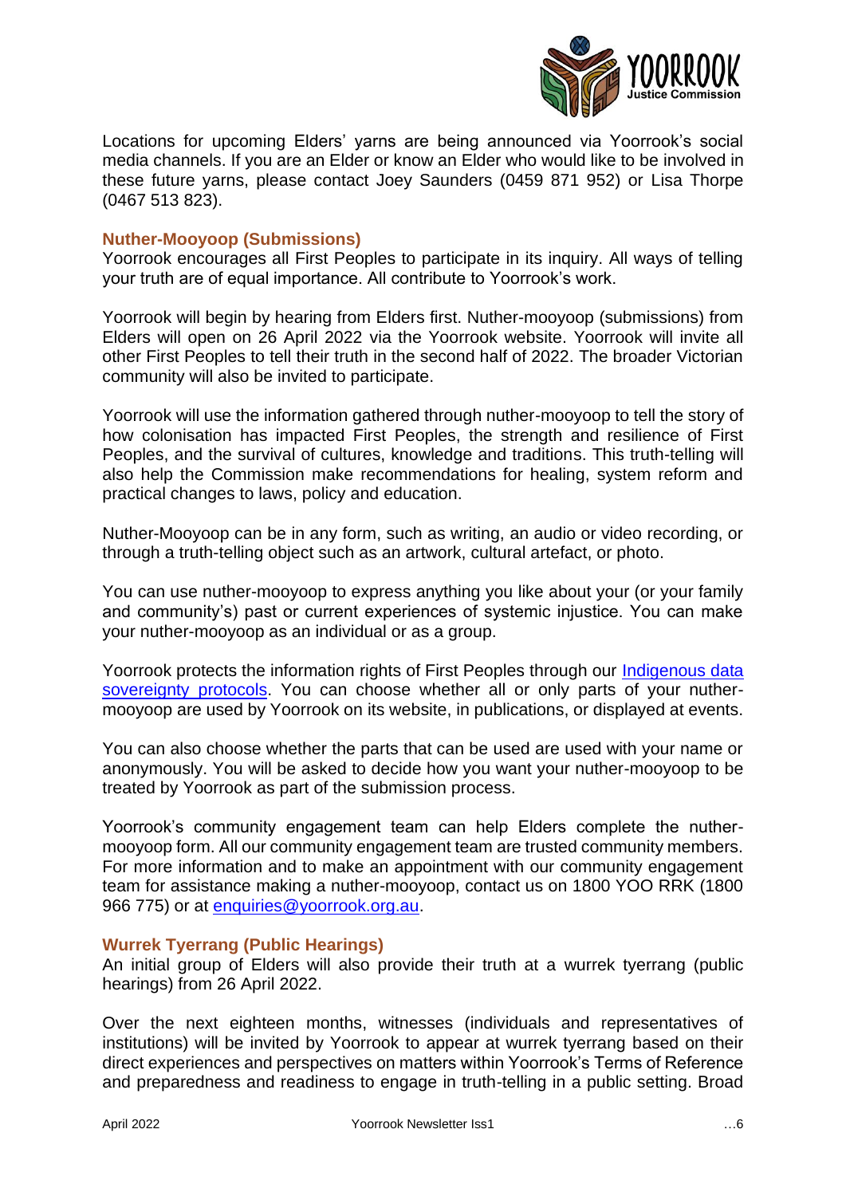Locations for upcoming Elders' yarns are being announced via Yoorrook's social media channels. If you are an Elder or know an Elder who would like to be involved in these future yarns, please contact Joey Saunders (0459 871 952) or Lisa Thorpe (0467 513 823).

### Nuther-Mooyoop (Submissions)

Yoorrook encourages all First Peoples to participate in its inquiry. All ways of telling your truth are of equal importance. All contribute to Yoorrook's work.

Yoorrook will begin by hearing from Elders first. Nuther-mooyoop (submissions) from Elders will open on 26 April 2022 via the Yoorrook website. Yoorrook will invite all other First Peoples to tell their truth in the second half of 2022. The broader Victorian community will also be invited to participate.

Yoorrook will use the information gathered through nuther-mooyoop to tell the story of how colonisation has impacted First Peoples, the strength and resilience of First Peoples, and the survival of cultures, knowledge and traditions. This truth-telling will also help the Commission make recommendations for healing, system reform and practical changes to laws, policy and education.

Nuther-Mooyoop can be in any form, such as writing, an audio or video recording, or through a truth-telling object such as an artwork, cultural artefact, or photo.

You can use nuther-mooyoop to express anything you like about your (or your family and community's) past or current experiences of systemic injustice. You can make your nuther-mooyoop as an individual or as a group.

Yoorrook protects the information rights of First Peoples through our Indigenous data sovereignty protocols. You can choose whether all or only parts of your nuther-mooyoop are used by Yoorrook on its website, in publications, or displayed at events.

You can also choose whether the parts that can be used are used with your name or anonymously. You will be asked to decide how you want your nuther-mooyoop to be treated by Yoorrook as part of the submission process.

Yoorrook's community engagement team can help Elders complete the nuther-mooyoop form. All our community engagement team are trusted community members. For more information and to make an appointment with our community engagement team for assistance making a nuther-mooyoop, contact us on 1800 YOO RRK (1800 966 775) or at enquiries@yoorrook.org.au.

### Wurrek Tyerrang (Public Hearings)

An initial group of Elders will also provide their truth at a wurrek tyerrang (public hearings) from 26 April 2022.

Over the next eighteen months, witnesses (individuals and representatives of institutions) will be invited by Yoorrook to appear at wurrek tyerrang based on their direct experiences and perspectives on matters within Yoorrook's Terms of Reference and preparedness and readiness to engage in truth-telling in a public setting. Broad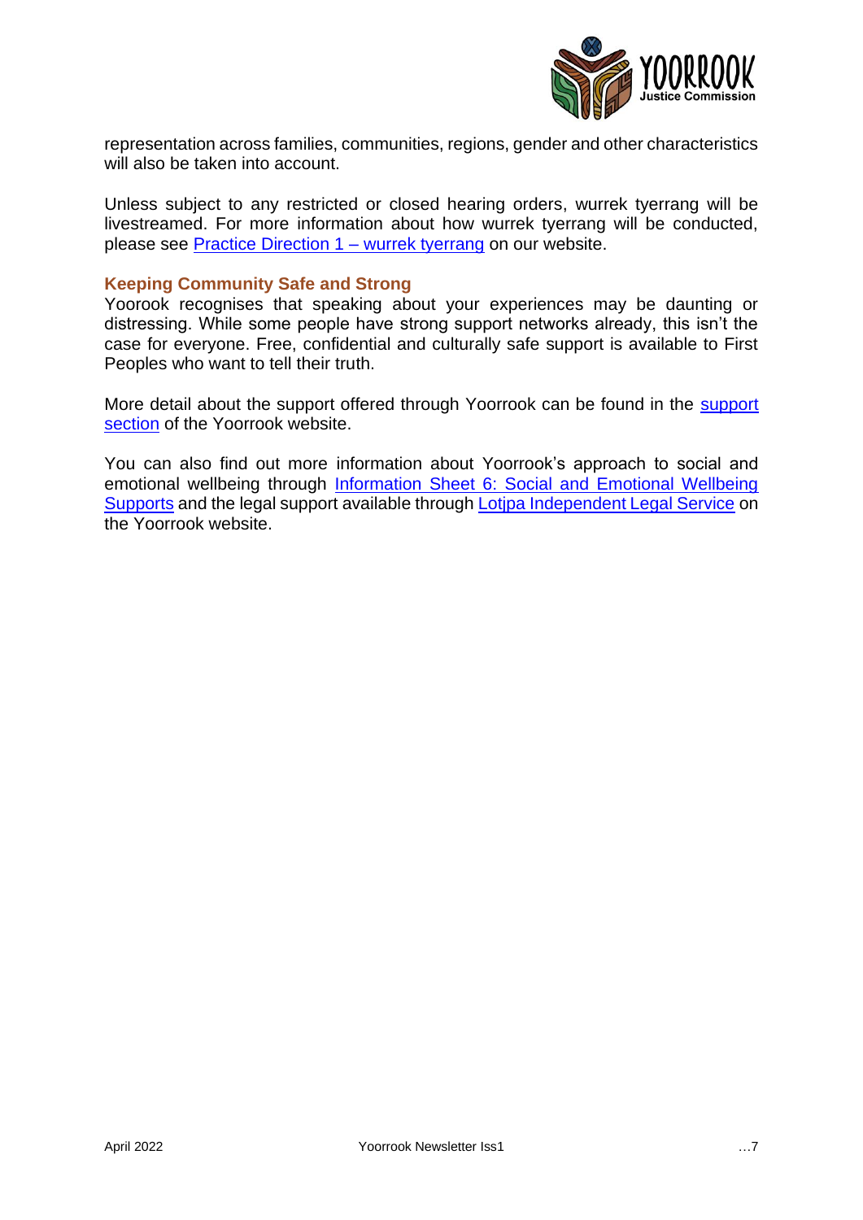representation across families, communities, regions, gender and other characteristics will also be taken into account.

Unless subject to any restricted or closed hearing orders, wurrek tyerrang will be livestreamed. For more information about how wurrek tyerrang will be conducted, please see Practice Direction 1 – wurrek tyerrang on our website.

### Keeping Community Safe and Strong

Yoorook recognises that speaking about your experiences may be daunting or distressing. While some people have strong support networks already, this isn't the case for everyone. Free, confidential and culturally safe support is available to First Peoples who want to tell their truth.

More detail about the support offered through Yoorrook can be found in the support section of the Yoorrook website.

You can also find out more information about Yoorrook's approach to social and emotional wellbeing through Information Sheet 6: Social and Emotional Wellbeing Supports and the legal support available through Lotjpa Independent Legal Service on the Yoorrook website.